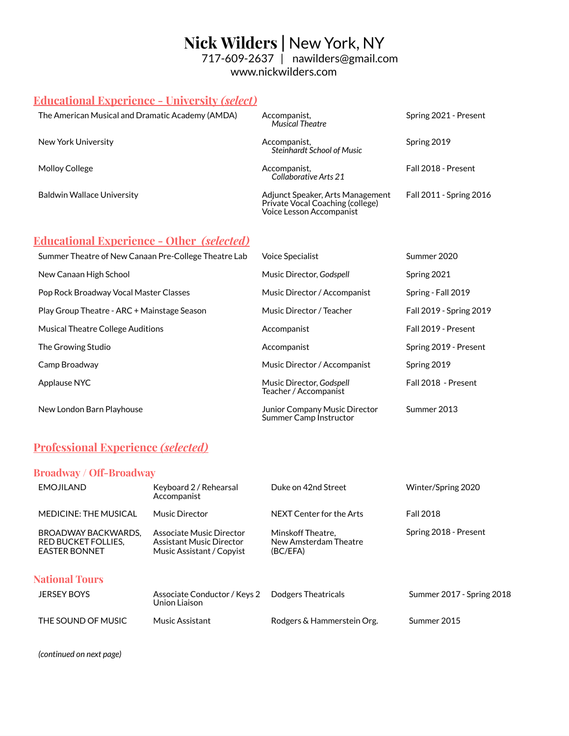# **Nick Wilders** | New York, NY

717-609-2637 | nawilders@gmail.com
www.nickwilders.com

## Educational Experience - University *(select)*

| | | |
|---|---|---|
| The American Musical and Dramatic Academy (AMDA) | Accompanist, *Musical Theatre* | Spring 2021 - Present |
| New York University | Accompanist, *Steinhardt School of Music* | Spring 2019 |
| Molloy College | Accompanist, *Collaborative Arts 21* | Fall 2018 - Present |
| Baldwin Wallace University | Adjunct Speaker, Arts Management<br>Private Vocal Coaching (college)<br>Voice Lesson Accompanist | Fall 2011 - Spring 2016 |

## Educational Experience - Other *(selected)*

| | | |
|---|---|---|
| Summer Theatre of New Canaan Pre-College Theatre Lab | Voice Specialist | Summer 2020 |
| New Canaan High School | Music Director, *Godspell* | Spring 2021 |
| Pop Rock Broadway Vocal Master Classes | Music Director / Accompanist | Spring - Fall 2019 |
| Play Group Theatre - ARC + Mainstage Season | Music Director / Teacher | Fall 2019 - Spring 2019 |
| Musical Theatre College Auditions | Accompanist | Fall 2019 - Present |
| The Growing Studio | Accompanist | Spring 2019 - Present |
| Camp Broadway | Music Director / Accompanist | Spring 2019 |
| Applause NYC | Music Director, *Godspell*<br>Teacher / Accompanist | Fall 2018 - Present |
| New London Barn Playhouse | Junior Company Music Director<br>Summer Camp Instructor | Summer 2013 |

## Professional Experience *(selected)*

### Broadway / Off-Broadway

| | | | |
|---|---|---|---|
| EMOJILAND | Keyboard 2 / Rehearsal Accompanist | Duke on 42nd Street | Winter/Spring 2020 |
| MEDICINE: THE MUSICAL | Music Director | NEXT Center for the Arts | Fall 2018 |
| BROADWAY BACKWARDS, RED BUCKET FOLLIES, EASTER BONNET | Associate Music Director<br>Assistant Music Director<br>Music Assistant / Copyist | Minskoff Theatre, New Amsterdam Theatre (BC/EFA) | Spring 2018 - Present |

### National Tours

| | | | |
|---|---|---|---|
| JERSEY BOYS | Associate Conductor / Keys 2<br>Union Liaison | Dodgers Theatricals | Summer 2017 - Spring 2018 |
| THE SOUND OF MUSIC | Music Assistant | Rodgers & Hammerstein Org. | Summer 2015 |

*(continued on next page)*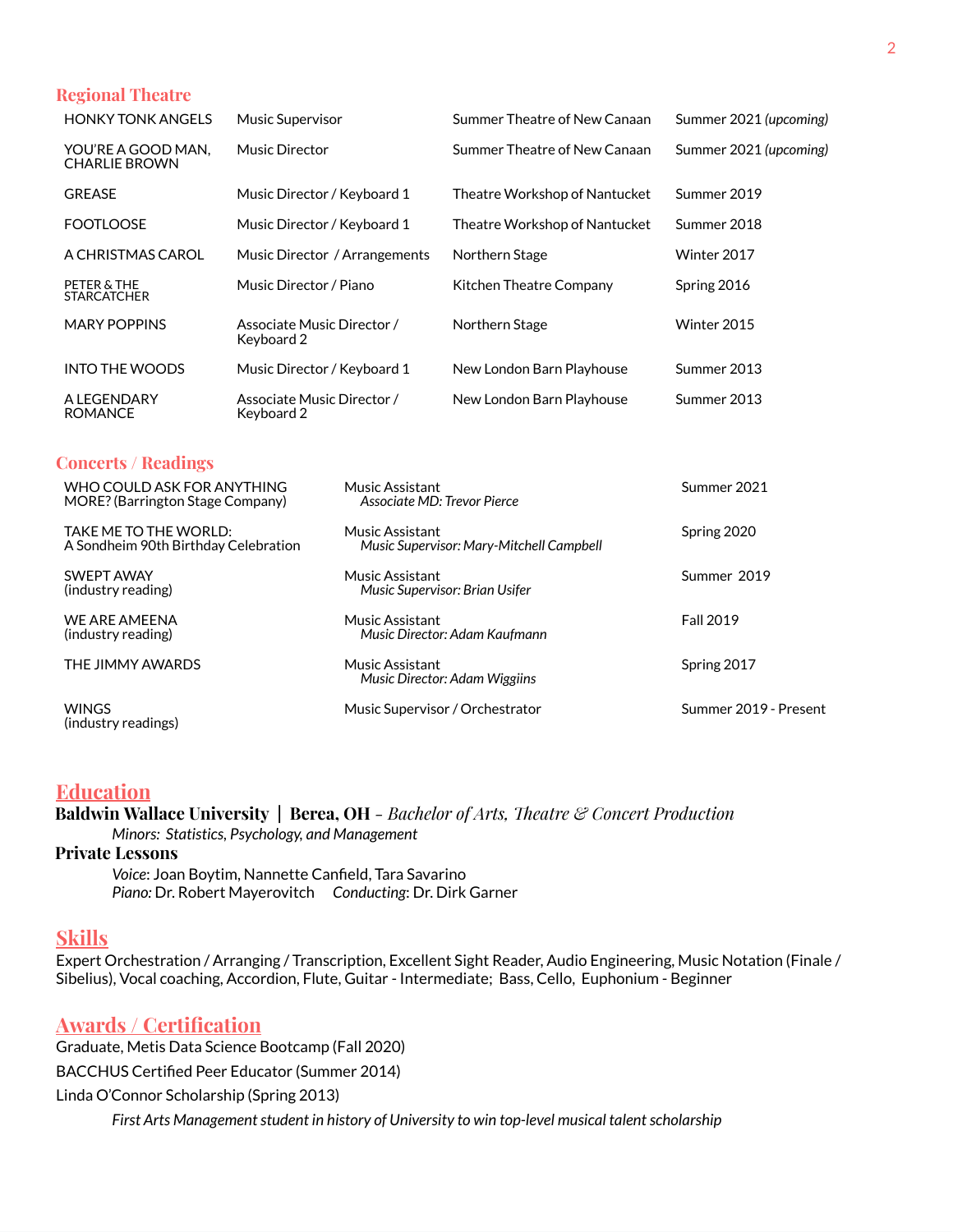## Regional Theatre

| | | | |
|---|---|---|---|
| HONKY TONK ANGELS | Music Supervisor | Summer Theatre of New Canaan | Summer 2021 *(upcoming)* |
| YOU'RE A GOOD MAN, CHARLIE BROWN | Music Director | Summer Theatre of New Canaan | Summer 2021 *(upcoming)* |
| GREASE | Music Director / Keyboard 1 | Theatre Workshop of Nantucket | Summer 2019 |
| FOOTLOOSE | Music Director / Keyboard 1 | Theatre Workshop of Nantucket | Summer 2018 |
| A CHRISTMAS CAROL | Music Director / Arrangements | Northern Stage | Winter 2017 |
| PETER & THE STARCATCHER | Music Director / Piano | Kitchen Theatre Company | Spring 2016 |
| MARY POPPINS | Associate Music Director / Keyboard 2 | Northern Stage | Winter 2015 |
| INTO THE WOODS | Music Director / Keyboard 1 | New London Barn Playhouse | Summer 2013 |
| A LEGENDARY ROMANCE | Associate Music Director / Keyboard 2 | New London Barn Playhouse | Summer 2013 |

## Concerts / Readings

| | | |
|---|---|---|
| WHO COULD ASK FOR ANYTHING MORE? (Barrington Stage Company) | Music Assistant<br>*Associate MD: Trevor Pierce* | Summer 2021 |
| TAKE ME TO THE WORLD: A Sondheim 90th Birthday Celebration | Music Assistant<br>*Music Supervisor: Mary-Mitchell Campbell* | Spring 2020 |
| SWEPT AWAY (industry reading) | Music Assistant<br>*Music Supervisor: Brian Usifer* | Summer 2019 |
| WE ARE AMEENA (industry reading) | Music Assistant<br>*Music Director: Adam Kaufmann* | Fall 2019 |
| THE JIMMY AWARDS | Music Assistant<br>*Music Director: Adam Wiggiins* | Spring 2017 |
| WINGS (industry readings) | Music Supervisor / Orchestrator | Summer 2019 - Present |

## Education

**Baldwin Wallace University | Berea, OH** – *Bachelor of Arts, Theatre & Concert Production*

*Minors: Statistics, Psychology, and Management*

**Private Lessons**

*Voice*: Joan Boytim, Nannette Canfield, Tara Savarino
*Piano:* Dr. Robert Mayerovitch *Conducting*: Dr. Dirk Garner

## Skills

Expert Orchestration / Arranging / Transcription, Excellent Sight Reader, Audio Engineering, Music Notation (Finale / Sibelius), Vocal coaching, Accordion, Flute, Guitar - Intermediate; Bass, Cello, Euphonium - Beginner

## Awards / Certification

Graduate, Metis Data Science Bootcamp (Fall 2020)

BACCHUS Certified Peer Educator (Summer 2014)

Linda O'Connor Scholarship (Spring 2013)

*First Arts Management student in history of University to win top-level musical talent scholarship*